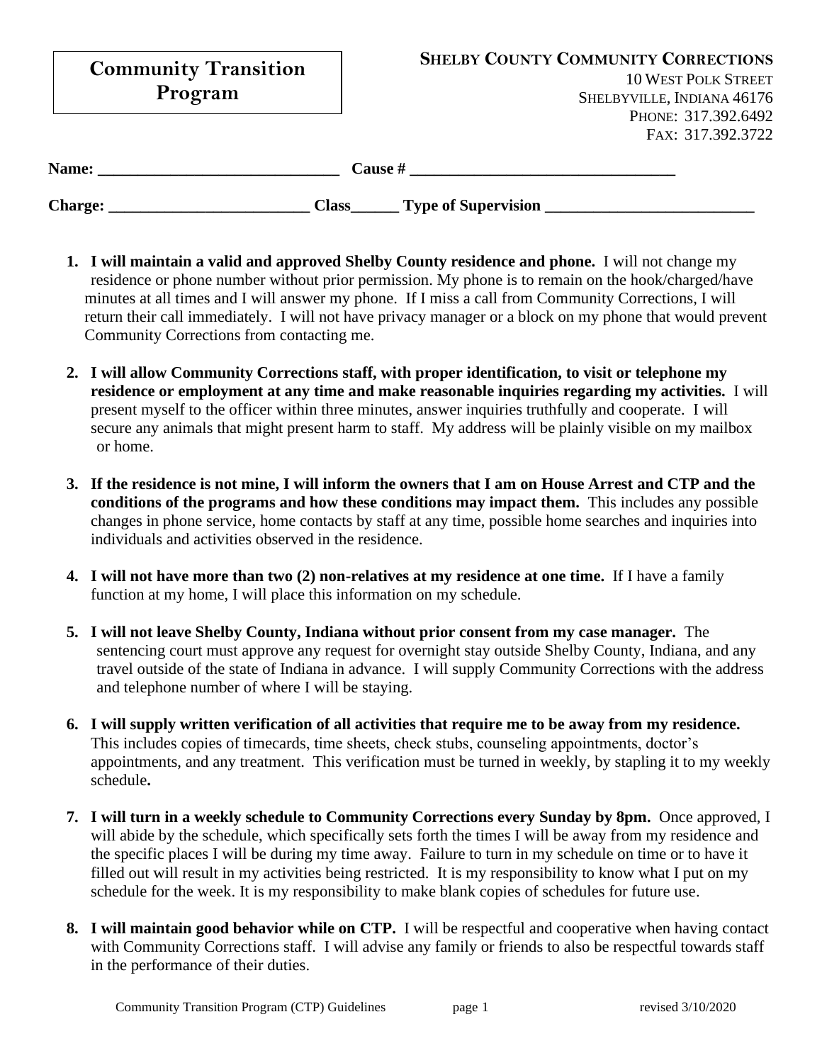# Community Transition Program

**SHELBY COUNTY COMMUNITY CORRECTIONS**
10 WEST POLK STREET
SHELBYVILLE, INDIANA 46176
PHONE: 317.392.6492
FAX: 317.392.3722

**Name:** ______________________________ **Cause #** _________________________________

**Charge:** _________________________ **Class**______ **Type of Supervision** __________________________

1. **I will maintain a valid and approved Shelby County residence and phone.** I will not change my residence or phone number without prior permission. My phone is to remain on the hook/charged/have minutes at all times and I will answer my phone. If I miss a call from Community Corrections, I will return their call immediately. I will not have privacy manager or a block on my phone that would prevent Community Corrections from contacting me.

2. **I will allow Community Corrections staff, with proper identification, to visit or telephone my residence or employment at any time and make reasonable inquiries regarding my activities.** I will present myself to the officer within three minutes, answer inquiries truthfully and cooperate. I will secure any animals that might present harm to staff. My address will be plainly visible on my mailbox or home.

3. **If the residence is not mine, I will inform the owners that I am on House Arrest and CTP and the conditions of the programs and how these conditions may impact them.** This includes any possible changes in phone service, home contacts by staff at any time, possible home searches and inquiries into individuals and activities observed in the residence.

4. **I will not have more than two (2) non-relatives at my residence at one time.** If I have a family function at my home, I will place this information on my schedule.

5. **I will not leave Shelby County, Indiana without prior consent from my case manager.** The sentencing court must approve any request for overnight stay outside Shelby County, Indiana, and any travel outside of the state of Indiana in advance. I will supply Community Corrections with the address and telephone number of where I will be staying.

6. **I will supply written verification of all activities that require me to be away from my residence.** This includes copies of timecards, time sheets, check stubs, counseling appointments, doctor's appointments, and any treatment. This verification must be turned in weekly, by stapling it to my weekly schedule**.**

7. **I will turn in a weekly schedule to Community Corrections every Sunday by 8pm.** Once approved, I will abide by the schedule, which specifically sets forth the times I will be away from my residence and the specific places I will be during my time away. Failure to turn in my schedule on time or to have it filled out will result in my activities being restricted. It is my responsibility to know what I put on my schedule for the week. It is my responsibility to make blank copies of schedules for future use.

8. **I will maintain good behavior while on CTP.** I will be respectful and cooperative when having contact with Community Corrections staff. I will advise any family or friends to also be respectful towards staff in the performance of their duties.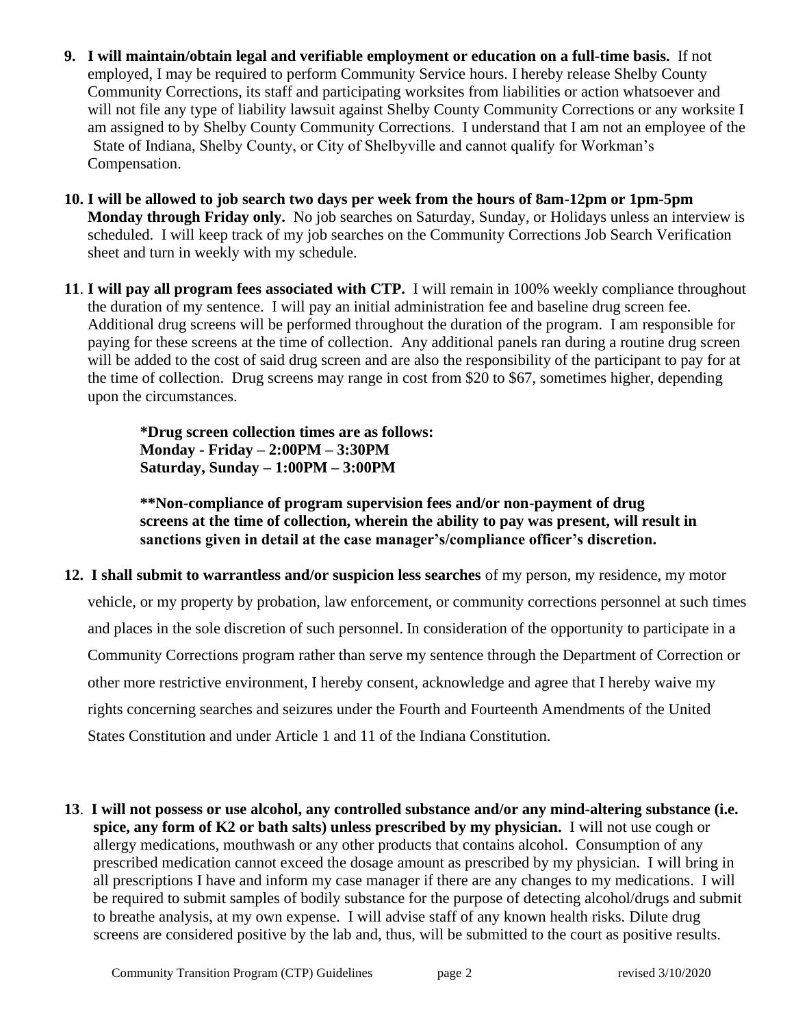9. **I will maintain/obtain legal and verifiable employment or education on a full-time basis.** If not employed, I may be required to perform Community Service hours. I hereby release Shelby County Community Corrections, its staff and participating worksites from liabilities or action whatsoever and will not file any type of liability lawsuit against Shelby County Community Corrections or any worksite I am assigned to by Shelby County Community Corrections. I understand that I am not an employee of the State of Indiana, Shelby County, or City of Shelbyville and cannot qualify for Workman's Compensation.

10. **I will be allowed to job search two days per week from the hours of 8am-12pm or 1pm-5pm Monday through Friday only.** No job searches on Saturday, Sunday, or Holidays unless an interview is scheduled. I will keep track of my job searches on the Community Corrections Job Search Verification sheet and turn in weekly with my schedule.

11. **I will pay all program fees associated with CTP.** I will remain in 100% weekly compliance throughout the duration of my sentence. I will pay an initial administration fee and baseline drug screen fee. Additional drug screens will be performed throughout the duration of the program. I am responsible for paying for these screens at the time of collection. Any additional panels ran during a routine drug screen will be added to the cost of said drug screen and are also the responsibility of the participant to pay for at the time of collection. Drug screens may range in cost from $20 to $67, sometimes higher, depending upon the circumstances.

    **\*Drug screen collection times are as follows:**
    **Monday - Friday – 2:00PM – 3:30PM**
    **Saturday, Sunday – 1:00PM – 3:00PM**

    **\*\*Non-compliance of program supervision fees and/or non-payment of drug screens at the time of collection, wherein the ability to pay was present, will result in sanctions given in detail at the case manager's/compliance officer's discretion.**

12. **I shall submit to warrantless and/or suspicion less searches** of my person, my residence, my motor vehicle, or my property by probation, law enforcement, or community corrections personnel at such times and places in the sole discretion of such personnel. In consideration of the opportunity to participate in a Community Corrections program rather than serve my sentence through the Department of Correction or other more restrictive environment, I hereby consent, acknowledge and agree that I hereby waive my rights concerning searches and seizures under the Fourth and Fourteenth Amendments of the United States Constitution and under Article 1 and 11 of the Indiana Constitution.

13. **I will not possess or use alcohol, any controlled substance and/or any mind-altering substance (i.e. spice, any form of K2 or bath salts) unless prescribed by my physician.** I will not use cough or allergy medications, mouthwash or any other products that contains alcohol. Consumption of any prescribed medication cannot exceed the dosage amount as prescribed by my physician. I will bring in all prescriptions I have and inform my case manager if there are any changes to my medications. I will be required to submit samples of bodily substance for the purpose of detecting alcohol/drugs and submit to breathe analysis, at my own expense. I will advise staff of any known health risks. Dilute drug screens are considered positive by the lab and, thus, will be submitted to the court as positive results.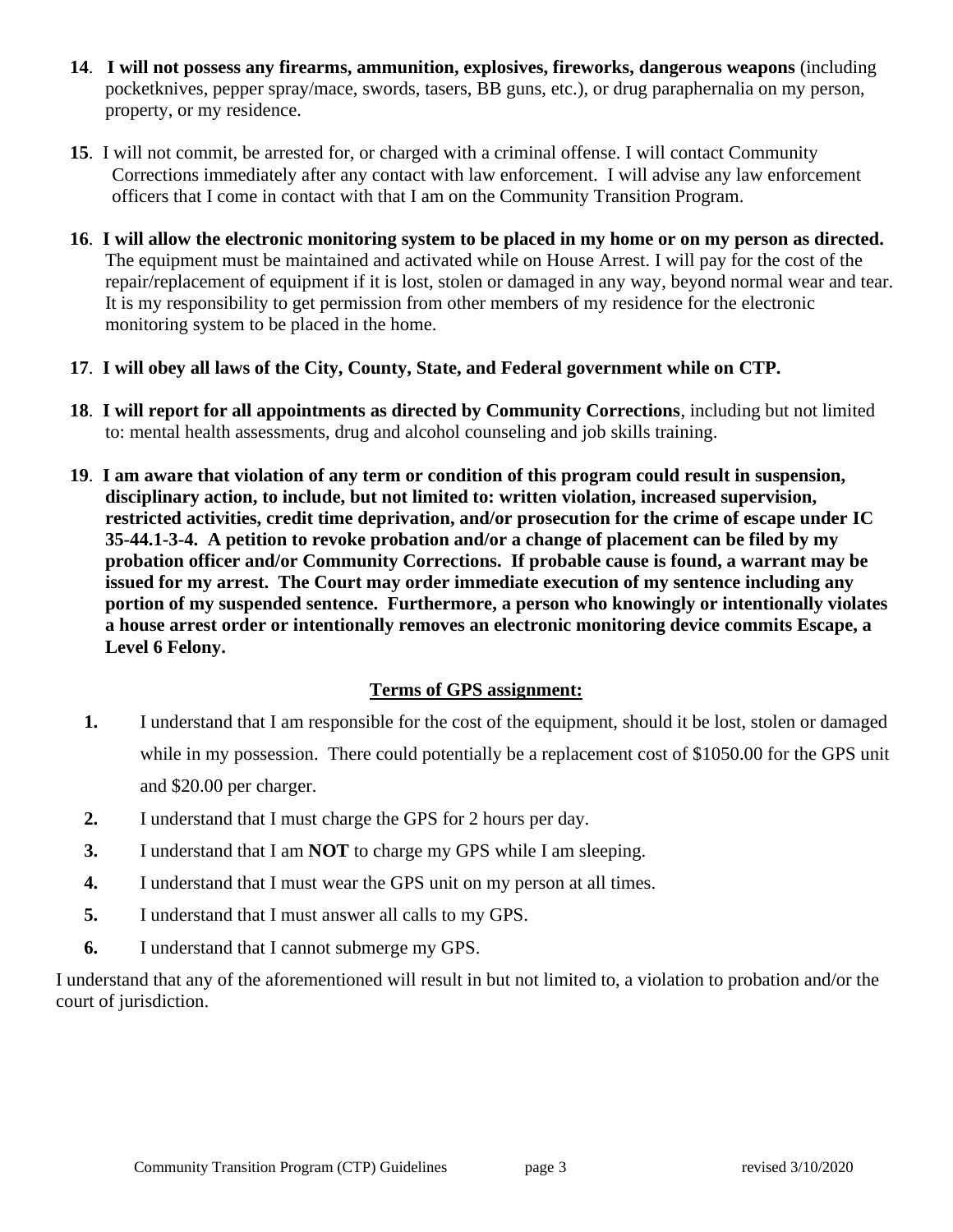14. **I will not possess any firearms, ammunition, explosives, fireworks, dangerous weapons** (including pocketknives, pepper spray/mace, swords, tasers, BB guns, etc.), or drug paraphernalia on my person, property, or my residence.

15. I will not commit, be arrested for, or charged with a criminal offense. I will contact Community Corrections immediately after any contact with law enforcement. I will advise any law enforcement officers that I come in contact with that I am on the Community Transition Program.

16. **I will allow the electronic monitoring system to be placed in my home or on my person as directed.** The equipment must be maintained and activated while on House Arrest. I will pay for the cost of the repair/replacement of equipment if it is lost, stolen or damaged in any way, beyond normal wear and tear. It is my responsibility to get permission from other members of my residence for the electronic monitoring system to be placed in the home.

17. **I will obey all laws of the City, County, State, and Federal government while on CTP.**

18. **I will report for all appointments as directed by Community Corrections**, including but not limited to: mental health assessments, drug and alcohol counseling and job skills training.

19. **I am aware that violation of any term or condition of this program could result in suspension, disciplinary action, to include, but not limited to: written violation, increased supervision, restricted activities, credit time deprivation, and/or prosecution for the crime of escape under IC 35-44.1-3-4. A petition to revoke probation and/or a change of placement can be filed by my probation officer and/or Community Corrections. If probable cause is found, a warrant may be issued for my arrest. The Court may order immediate execution of my sentence including any portion of my suspended sentence. Furthermore, a person who knowingly or intentionally violates a house arrest order or intentionally removes an electronic monitoring device commits Escape, a Level 6 Felony.**

## Terms of GPS assignment:

1. I understand that I am responsible for the cost of the equipment, should it be lost, stolen or damaged while in my possession. There could potentially be a replacement cost of $1050.00 for the GPS unit and $20.00 per charger.
2. I understand that I must charge the GPS for 2 hours per day.
3. I understand that I am **NOT** to charge my GPS while I am sleeping.
4. I understand that I must wear the GPS unit on my person at all times.
5. I understand that I must answer all calls to my GPS.
6. I understand that I cannot submerge my GPS.

I understand that any of the aforementioned will result in but not limited to, a violation to probation and/or the court of jurisdiction.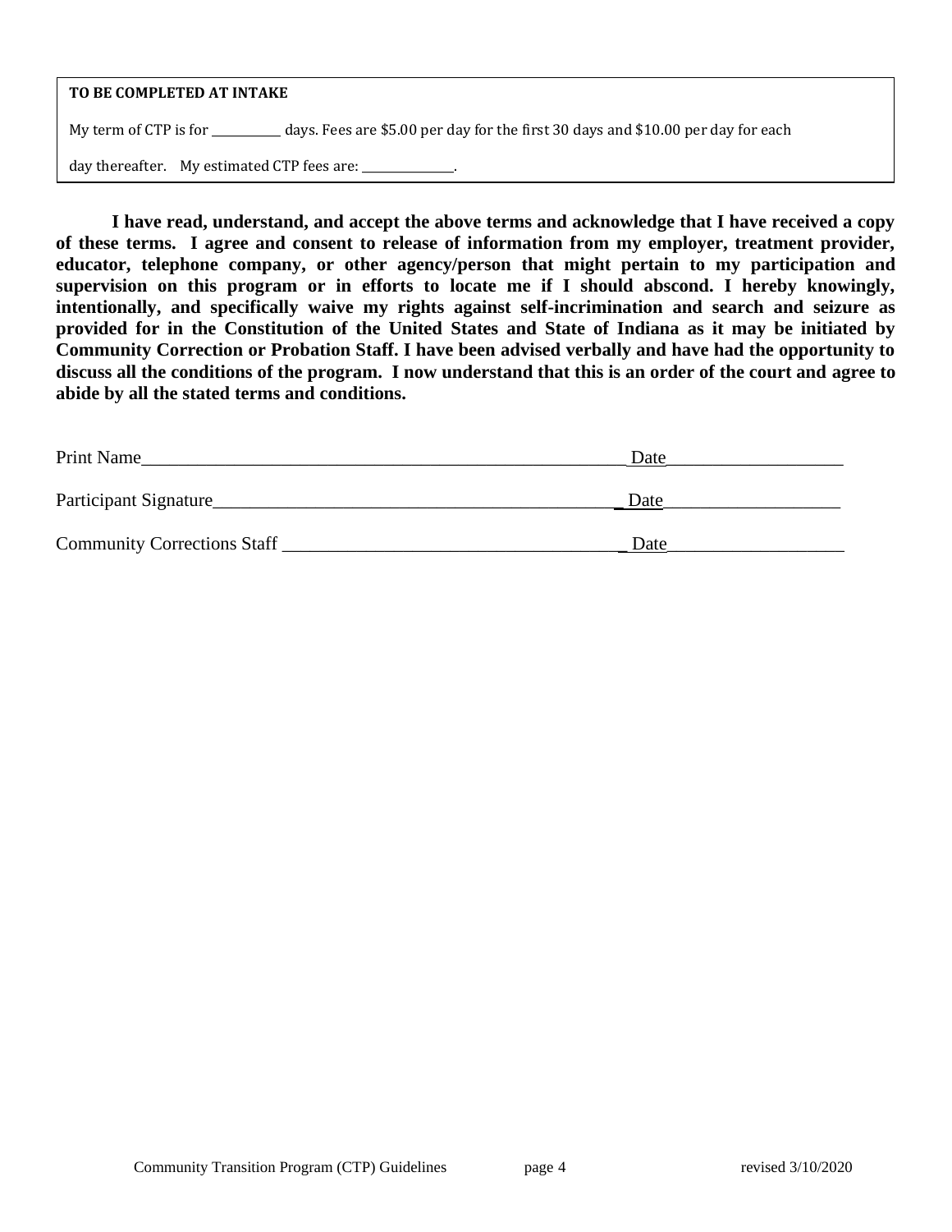**TO BE COMPLETED AT INTAKE**

My term of CTP is for ___________ days. Fees are $5.00 per day for the first 30 days and $10.00 per day for each day thereafter. My estimated CTP fees are: _______________.

**I have read, understand, and accept the above terms and acknowledge that I have received a copy of these terms. I agree and consent to release of information from my employer, treatment provider, educator, telephone company, or other agency/person that might pertain to my participation and supervision on this program or in efforts to locate me if I should abscond. I hereby knowingly, intentionally, and specifically waive my rights against self-incrimination and search and seizure as provided for in the Constitution of the United States and State of Indiana as it may be initiated by Community Correction or Probation Staff. I have been advised verbally and have had the opportunity to discuss all the conditions of the program. I now understand that this is an order of the court and agree to abide by all the stated terms and conditions.**

Print Name_______________________________________________________ Date___________________

Participant Signature_____________________________________________ Date___________________

Community Corrections Staff ______________________________________ Date___________________